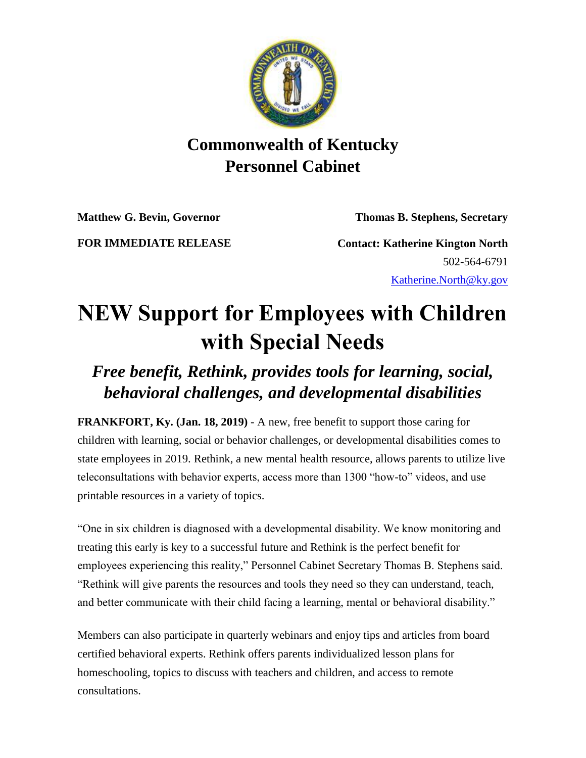**Commonwealth of Kentucky**
**Personnel Cabinet**

**Matthew G. Bevin, Governor** | **Thomas B. Stephens, Secretary**

**FOR IMMEDIATE RELEASE**

**Contact: Katherine Kington North**
502-564-6791
Katherine.North@ky.gov

# NEW Support for Employees with Children with Special Needs

## *Free benefit, Rethink, provides tools for learning, social, behavioral challenges, and developmental disabilities*

**FRANKFORT, Ky. (Jan. 18, 2019)** - A new, free benefit to support those caring for children with learning, social or behavior challenges, or developmental disabilities comes to state employees in 2019. Rethink, a new mental health resource, allows parents to utilize live teleconsultations with behavior experts, access more than 1300 "how-to" videos, and use printable resources in a variety of topics.

"One in six children is diagnosed with a developmental disability. We know monitoring and treating this early is key to a successful future and Rethink is the perfect benefit for employees experiencing this reality," Personnel Cabinet Secretary Thomas B. Stephens said. "Rethink will give parents the resources and tools they need so they can understand, teach, and better communicate with their child facing a learning, mental or behavioral disability."

Members can also participate in quarterly webinars and enjoy tips and articles from board certified behavioral experts. Rethink offers parents individualized lesson plans for homeschooling, topics to discuss with teachers and children, and access to remote consultations.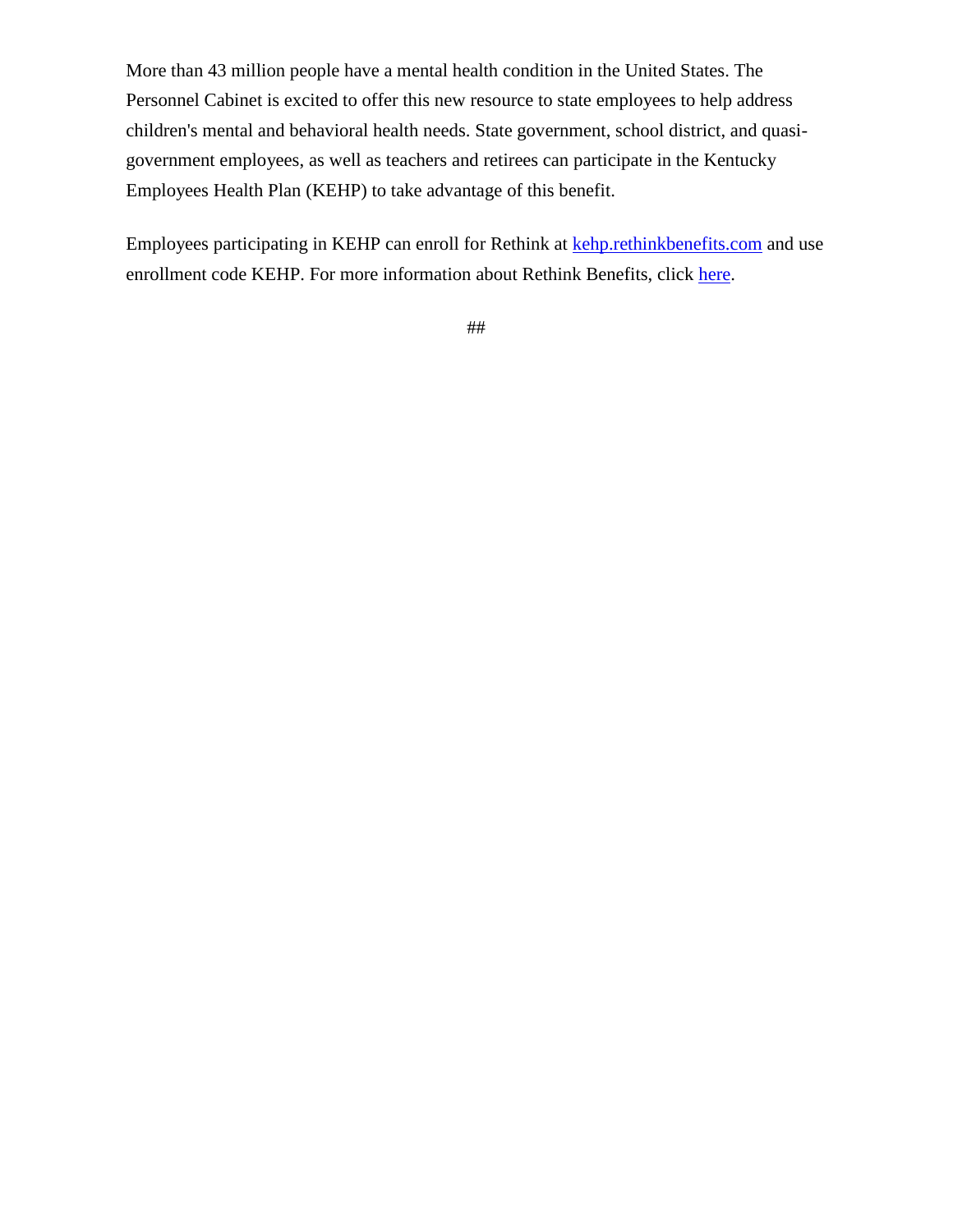More than 43 million people have a mental health condition in the United States. The Personnel Cabinet is excited to offer this new resource to state employees to help address children's mental and behavioral health needs. State government, school district, and quasi-government employees, as well as teachers and retirees can participate in the Kentucky Employees Health Plan (KEHP) to take advantage of this benefit.

Employees participating in KEHP can enroll for Rethink at kehp.rethinkbenefits.com and use enrollment code KEHP. For more information about Rethink Benefits, click here.

##